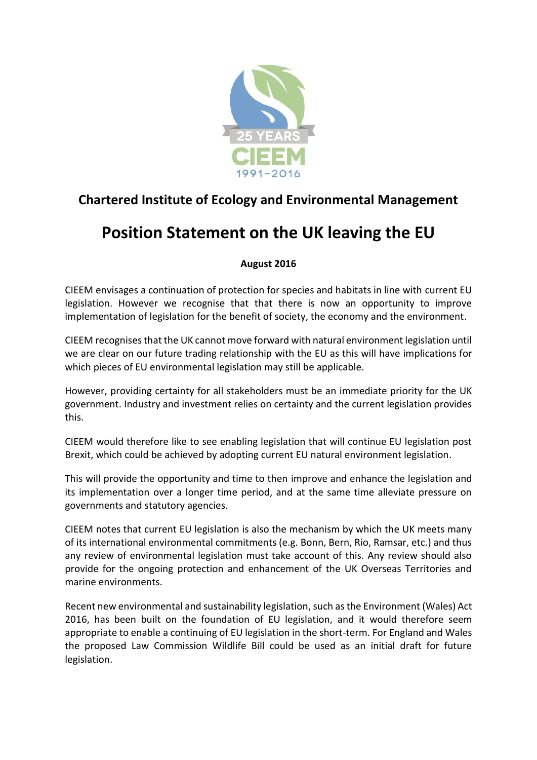## Chartered Institute of Ecology and Environmental Management

# Position Statement on the UK leaving the EU

**August 2016**

CIEEM envisages a continuation of protection for species and habitats in line with current EU legislation. However we recognise that that there is now an opportunity to improve implementation of legislation for the benefit of society, the economy and the environment.

CIEEM recognises that the UK cannot move forward with natural environment legislation until we are clear on our future trading relationship with the EU as this will have implications for which pieces of EU environmental legislation may still be applicable.

However, providing certainty for all stakeholders must be an immediate priority for the UK government. Industry and investment relies on certainty and the current legislation provides this.

CIEEM would therefore like to see enabling legislation that will continue EU legislation post Brexit, which could be achieved by adopting current EU natural environment legislation.

This will provide the opportunity and time to then improve and enhance the legislation and its implementation over a longer time period, and at the same time alleviate pressure on governments and statutory agencies.

CIEEM notes that current EU legislation is also the mechanism by which the UK meets many of its international environmental commitments (e.g. Bonn, Bern, Rio, Ramsar, etc.) and thus any review of environmental legislation must take account of this. Any review should also provide for the ongoing protection and enhancement of the UK Overseas Territories and marine environments.

Recent new environmental and sustainability legislation, such as the Environment (Wales) Act 2016, has been built on the foundation of EU legislation, and it would therefore seem appropriate to enable a continuing of EU legislation in the short-term. For England and Wales the proposed Law Commission Wildlife Bill could be used as an initial draft for future legislation.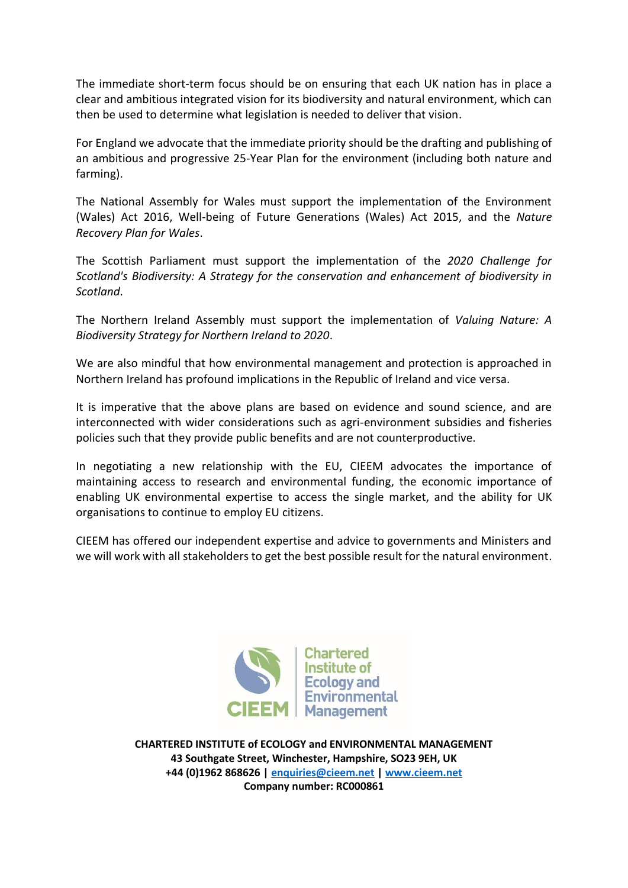The immediate short-term focus should be on ensuring that each UK nation has in place a clear and ambitious integrated vision for its biodiversity and natural environment, which can then be used to determine what legislation is needed to deliver that vision.

For England we advocate that the immediate priority should be the drafting and publishing of an ambitious and progressive 25-Year Plan for the environment (including both nature and farming).

The National Assembly for Wales must support the implementation of the Environment (Wales) Act 2016, Well-being of Future Generations (Wales) Act 2015, and the *Nature Recovery Plan for Wales*.

The Scottish Parliament must support the implementation of the *2020 Challenge for Scotland's Biodiversity: A Strategy for the conservation and enhancement of biodiversity in Scotland*.

The Northern Ireland Assembly must support the implementation of *Valuing Nature: A Biodiversity Strategy for Northern Ireland to 2020*.

We are also mindful that how environmental management and protection is approached in Northern Ireland has profound implications in the Republic of Ireland and vice versa.

It is imperative that the above plans are based on evidence and sound science, and are interconnected with wider considerations such as agri-environment subsidies and fisheries policies such that they provide public benefits and are not counterproductive.

In negotiating a new relationship with the EU, CIEEM advocates the importance of maintaining access to research and environmental funding, the economic importance of enabling UK environmental expertise to access the single market, and the ability for UK organisations to continue to employ EU citizens.

CIEEM has offered our independent expertise and advice to governments and Ministers and we will work with all stakeholders to get the best possible result for the natural environment.

CIEEM Chartered Institute of Ecology and Environmental Management

**CHARTERED INSTITUTE of ECOLOGY and ENVIRONMENTAL MANAGEMENT**
**43 Southgate Street, Winchester, Hampshire, SO23 9EH, UK**
**+44 (0)1962 868626 | enquiries@cieem.net | www.cieem.net**
**Company number: RC000861**